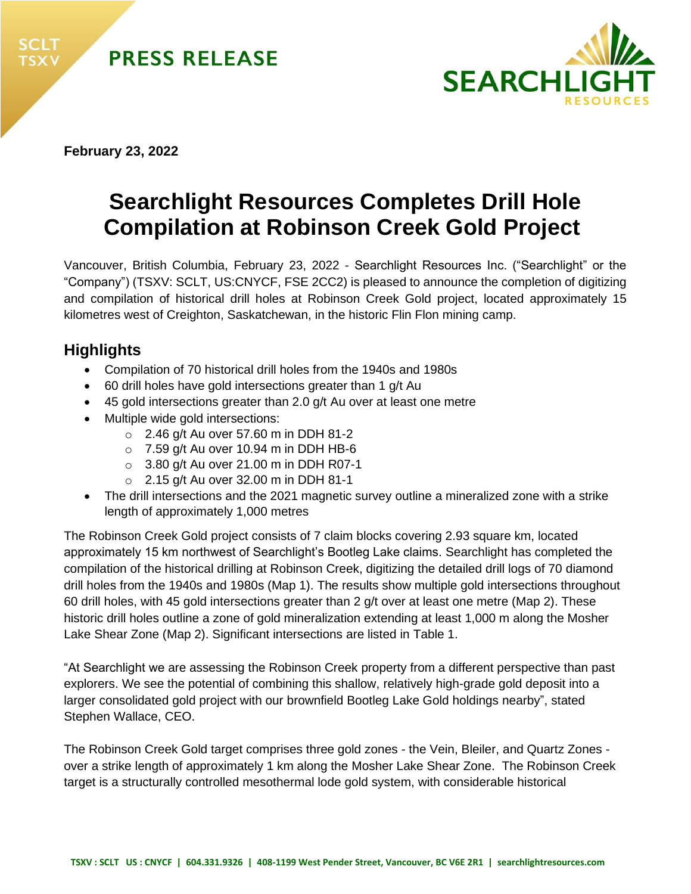**PRESS RELEASE**

**February 23, 2022**

# Searchlight Resources Completes Drill Hole Compilation at Robinson Creek Gold Project

Vancouver, British Columbia, February 23, 2022 - Searchlight Resources Inc. ("Searchlight" or the "Company") (TSXV: SCLT, US:CNYCF, FSE 2CC2) is pleased to announce the completion of digitizing and compilation of historical drill holes at Robinson Creek Gold project, located approximately 15 kilometres west of Creighton, Saskatchewan, in the historic Flin Flon mining camp.

## Highlights

- Compilation of 70 historical drill holes from the 1940s and 1980s
- 60 drill holes have gold intersections greater than 1 g/t Au
- 45 gold intersections greater than 2.0 g/t Au over at least one metre
- Multiple wide gold intersections:
  - 2.46 g/t Au over 57.60 m in DDH 81-2
  - 7.59 g/t Au over 10.94 m in DDH HB-6
  - 3.80 g/t Au over 21.00 m in DDH R07-1
  - 2.15 g/t Au over 32.00 m in DDH 81-1
- The drill intersections and the 2021 magnetic survey outline a mineralized zone with a strike length of approximately 1,000 metres

The Robinson Creek Gold project consists of 7 claim blocks covering 2.93 square km, located approximately 15 km northwest of Searchlight's Bootleg Lake claims. Searchlight has completed the compilation of the historical drilling at Robinson Creek, digitizing the detailed drill logs of 70 diamond drill holes from the 1940s and 1980s (Map 1). The results show multiple gold intersections throughout 60 drill holes, with 45 gold intersections greater than 2 g/t over at least one metre (Map 2). These historic drill holes outline a zone of gold mineralization extending at least 1,000 m along the Mosher Lake Shear Zone (Map 2). Significant intersections are listed in Table 1.

"At Searchlight we are assessing the Robinson Creek property from a different perspective than past explorers. We see the potential of combining this shallow, relatively high-grade gold deposit into a larger consolidated gold project with our brownfield Bootleg Lake Gold holdings nearby", stated Stephen Wallace, CEO.

The Robinson Creek Gold target comprises three gold zones - the Vein, Bleiler, and Quartz Zones - over a strike length of approximately 1 km along the Mosher Lake Shear Zone. The Robinson Creek target is a structurally controlled mesothermal lode gold system, with considerable historical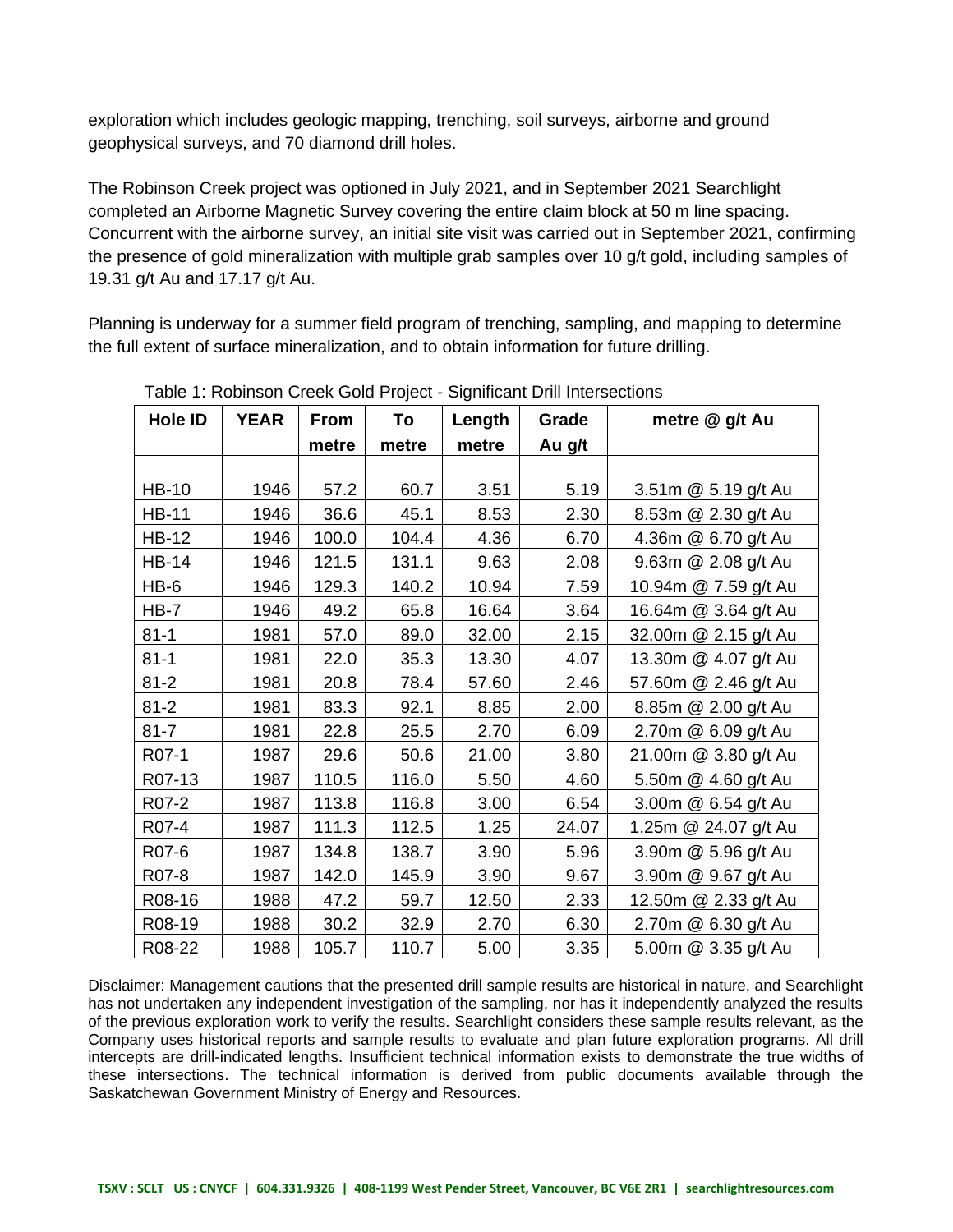exploration which includes geologic mapping, trenching, soil surveys, airborne and ground geophysical surveys, and 70 diamond drill holes.

The Robinson Creek project was optioned in July 2021, and in September 2021 Searchlight completed an Airborne Magnetic Survey covering the entire claim block at 50 m line spacing. Concurrent with the airborne survey, an initial site visit was carried out in September 2021, confirming the presence of gold mineralization with multiple grab samples over 10 g/t gold, including samples of 19.31 g/t Au and 17.17 g/t Au.

Planning is underway for a summer field program of trenching, sampling, and mapping to determine the full extent of surface mineralization, and to obtain information for future drilling.

Table 1: Robinson Creek Gold Project - Significant Drill Intersections

| Hole ID | YEAR | From | To | Length | Grade | metre @ g/t Au |
|---|---|---|---|---|---|---|
| | | metre | metre | metre | Au g/t | |
| | | | | | | |
| HB-10 | 1946 | 57.2 | 60.7 | 3.51 | 5.19 | 3.51m @ 5.19 g/t Au |
| HB-11 | 1946 | 36.6 | 45.1 | 8.53 | 2.30 | 8.53m @ 2.30 g/t Au |
| HB-12 | 1946 | 100.0 | 104.4 | 4.36 | 6.70 | 4.36m @ 6.70 g/t Au |
| HB-14 | 1946 | 121.5 | 131.1 | 9.63 | 2.08 | 9.63m @ 2.08 g/t Au |
| HB-6 | 1946 | 129.3 | 140.2 | 10.94 | 7.59 | 10.94m @ 7.59 g/t Au |
| HB-7 | 1946 | 49.2 | 65.8 | 16.64 | 3.64 | 16.64m @ 3.64 g/t Au |
| 81-1 | 1981 | 57.0 | 89.0 | 32.00 | 2.15 | 32.00m @ 2.15 g/t Au |
| 81-1 | 1981 | 22.0 | 35.3 | 13.30 | 4.07 | 13.30m @ 4.07 g/t Au |
| 81-2 | 1981 | 20.8 | 78.4 | 57.60 | 2.46 | 57.60m @ 2.46 g/t Au |
| 81-2 | 1981 | 83.3 | 92.1 | 8.85 | 2.00 | 8.85m @ 2.00 g/t Au |
| 81-7 | 1981 | 22.8 | 25.5 | 2.70 | 6.09 | 2.70m @ 6.09 g/t Au |
| R07-1 | 1987 | 29.6 | 50.6 | 21.00 | 3.80 | 21.00m @ 3.80 g/t Au |
| R07-13 | 1987 | 110.5 | 116.0 | 5.50 | 4.60 | 5.50m @ 4.60 g/t Au |
| R07-2 | 1987 | 113.8 | 116.8 | 3.00 | 6.54 | 3.00m @ 6.54 g/t Au |
| R07-4 | 1987 | 111.3 | 112.5 | 1.25 | 24.07 | 1.25m @ 24.07 g/t Au |
| R07-6 | 1987 | 134.8 | 138.7 | 3.90 | 5.96 | 3.90m @ 5.96 g/t Au |
| R07-8 | 1987 | 142.0 | 145.9 | 3.90 | 9.67 | 3.90m @ 9.67 g/t Au |
| R08-16 | 1988 | 47.2 | 59.7 | 12.50 | 2.33 | 12.50m @ 2.33 g/t Au |
| R08-19 | 1988 | 30.2 | 32.9 | 2.70 | 6.30 | 2.70m @ 6.30 g/t Au |
| R08-22 | 1988 | 105.7 | 110.7 | 5.00 | 3.35 | 5.00m @ 3.35 g/t Au |

Disclaimer: Management cautions that the presented drill sample results are historical in nature, and Searchlight has not undertaken any independent investigation of the sampling, nor has it independently analyzed the results of the previous exploration work to verify the results. Searchlight considers these sample results relevant, as the Company uses historical reports and sample results to evaluate and plan future exploration programs. All drill intercepts are drill-indicated lengths. Insufficient technical information exists to demonstrate the true widths of these intersections. The technical information is derived from public documents available through the Saskatchewan Government Ministry of Energy and Resources.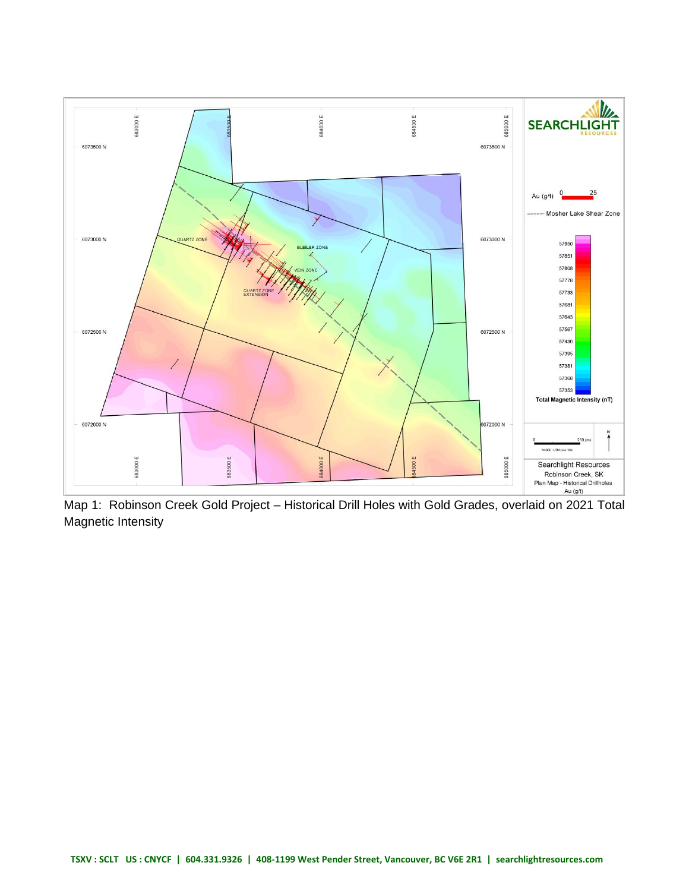Map 1: Robinson Creek Gold Project – Historical Drill Holes with Gold Grades, overlaid on 2021 Total Magnetic Intensity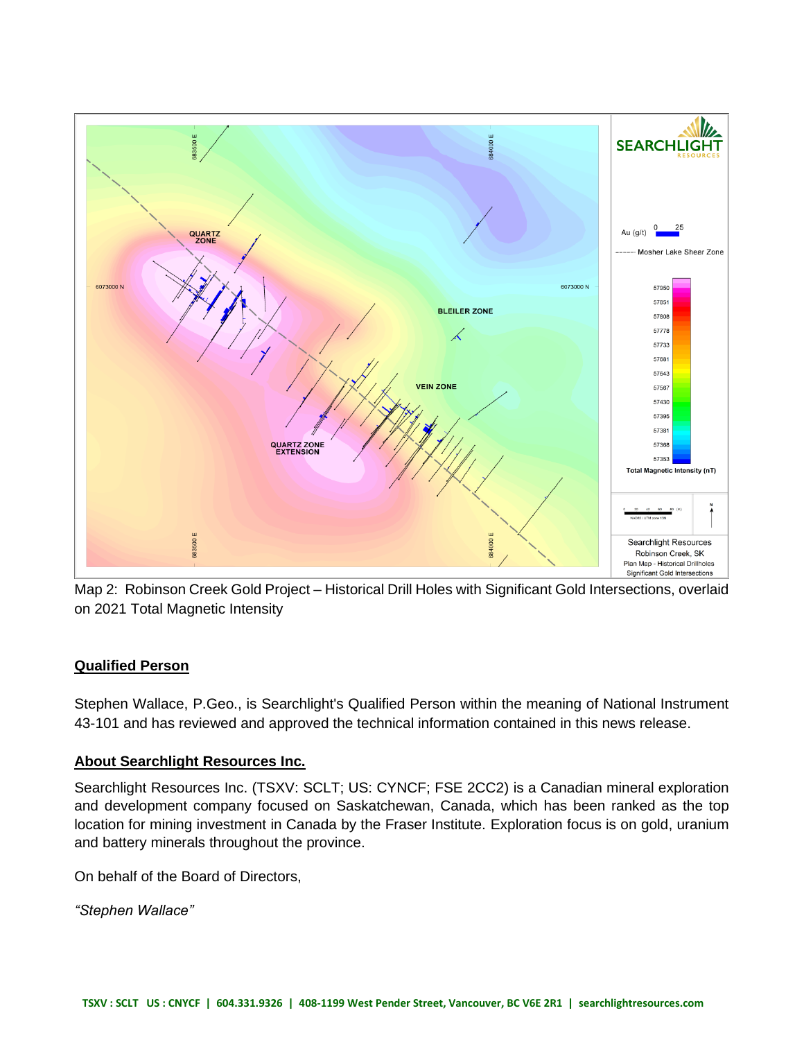Map 2: Robinson Creek Gold Project – Historical Drill Holes with Significant Gold Intersections, overlaid on 2021 Total Magnetic Intensity

## Qualified Person

Stephen Wallace, P.Geo., is Searchlight's Qualified Person within the meaning of National Instrument 43-101 and has reviewed and approved the technical information contained in this news release.

## About Searchlight Resources Inc.

Searchlight Resources Inc. (TSXV: SCLT; US: CYNCF; FSE 2CC2) is a Canadian mineral exploration and development company focused on Saskatchewan, Canada, which has been ranked as the top location for mining investment in Canada by the Fraser Institute. Exploration focus is on gold, uranium and battery minerals throughout the province.

On behalf of the Board of Directors,

*"Stephen Wallace"*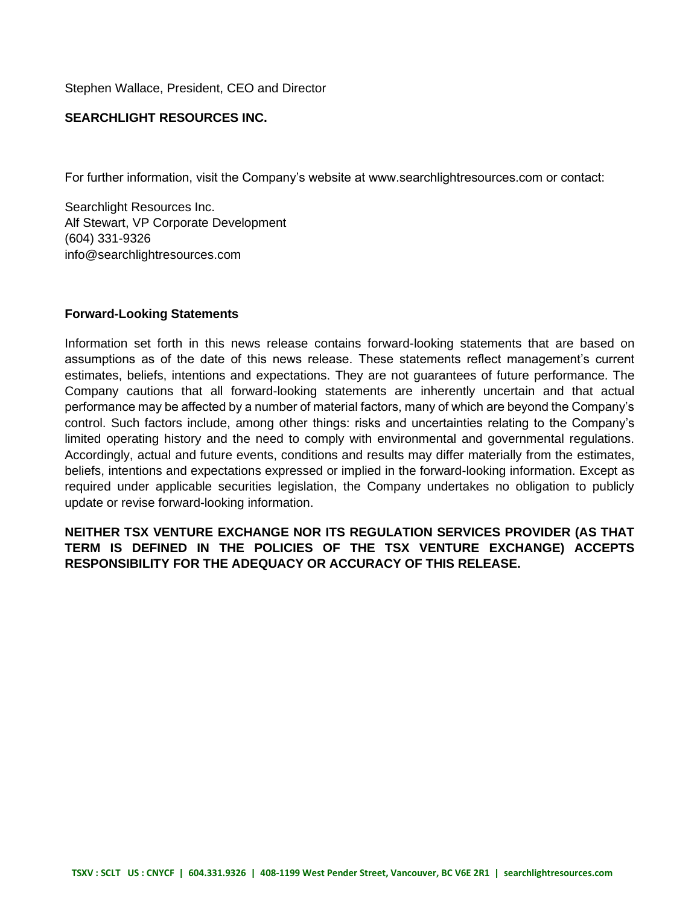Stephen Wallace, President, CEO and Director

**SEARCHLIGHT RESOURCES INC.**

For further information, visit the Company's website at www.searchlightresources.com or contact:

Searchlight Resources Inc.
Alf Stewart, VP Corporate Development
(604) 331-9326
info@searchlightresources.com

**Forward-Looking Statements**

Information set forth in this news release contains forward-looking statements that are based on assumptions as of the date of this news release. These statements reflect management's current estimates, beliefs, intentions and expectations. They are not guarantees of future performance. The Company cautions that all forward-looking statements are inherently uncertain and that actual performance may be affected by a number of material factors, many of which are beyond the Company's control. Such factors include, among other things: risks and uncertainties relating to the Company's limited operating history and the need to comply with environmental and governmental regulations. Accordingly, actual and future events, conditions and results may differ materially from the estimates, beliefs, intentions and expectations expressed or implied in the forward-looking information. Except as required under applicable securities legislation, the Company undertakes no obligation to publicly update or revise forward-looking information.

**NEITHER TSX VENTURE EXCHANGE NOR ITS REGULATION SERVICES PROVIDER (AS THAT TERM IS DEFINED IN THE POLICIES OF THE TSX VENTURE EXCHANGE) ACCEPTS RESPONSIBILITY FOR THE ADEQUACY OR ACCURACY OF THIS RELEASE.**